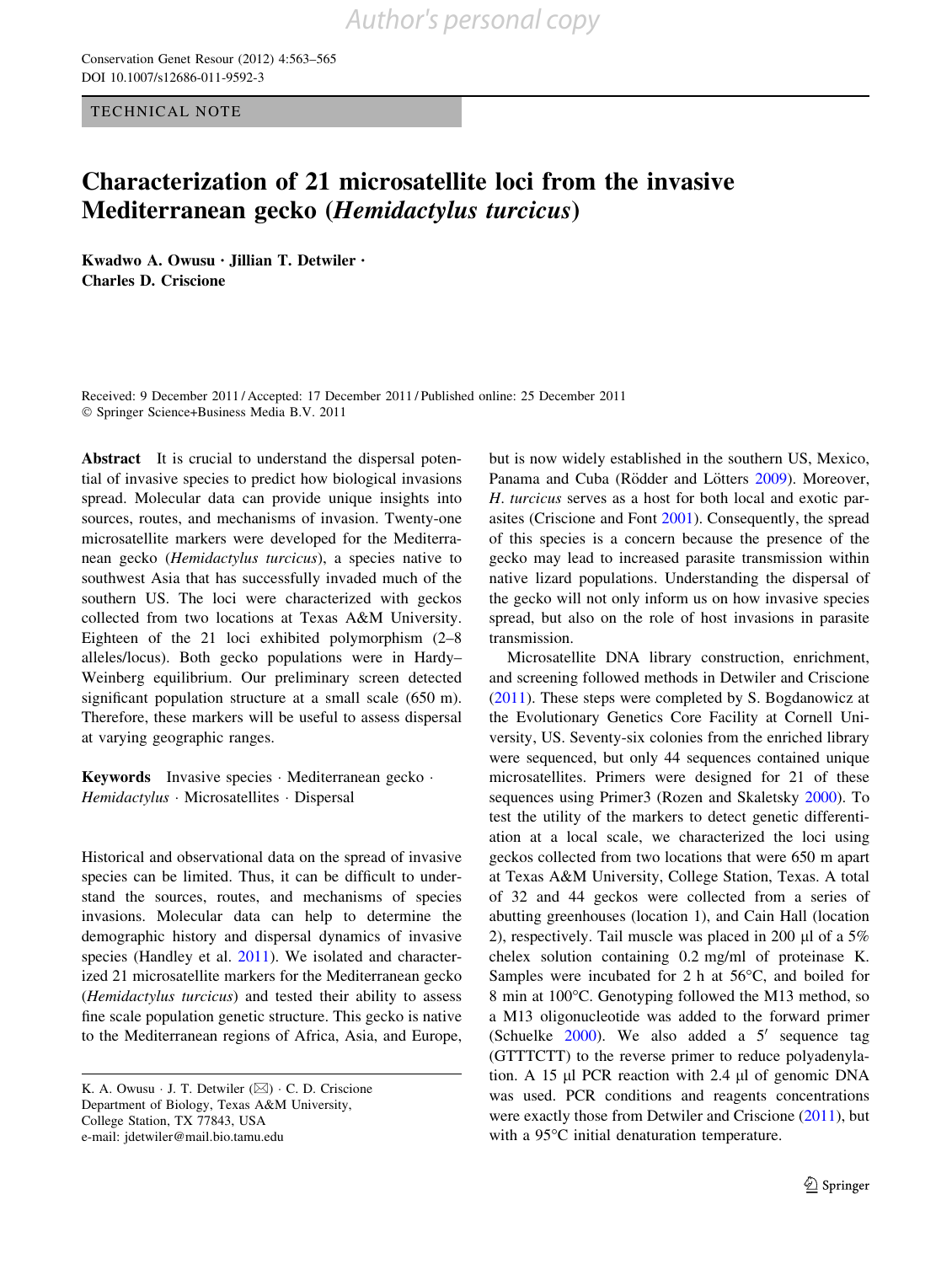TECHNICAL NOTE

# Characterization of 21 microsatellite loci from the invasive Mediterranean gecko (*Hemidactylus turcicus*)

**Kwadwo A. Owusu · Jillian T. Detwiler · Charles D. Criscione**

Received: 9 December 2011 / Accepted: 17 December 2011 / Published online: 25 December 2011
© Springer Science+Business Media B.V. 2011

**Abstract** It is crucial to understand the dispersal potential of invasive species to predict how biological invasions spread. Molecular data can provide unique insights into sources, routes, and mechanisms of invasion. Twenty-one microsatellite markers were developed for the Mediterranean gecko (*Hemidactylus turcicus*), a species native to southwest Asia that has successfully invaded much of the southern US. The loci were characterized with geckos collected from two locations at Texas A&M University. Eighteen of the 21 loci exhibited polymorphism (2–8 alleles/locus). Both gecko populations were in Hardy–Weinberg equilibrium. Our preliminary screen detected significant population structure at a small scale (650 m). Therefore, these markers will be useful to assess dispersal at varying geographic ranges.

**Keywords** Invasive species · Mediterranean gecko · *Hemidactylus* · Microsatellites · Dispersal

Historical and observational data on the spread of invasive species can be limited. Thus, it can be difficult to understand the sources, routes, and mechanisms of species invasions. Molecular data can help to determine the demographic history and dispersal dynamics of invasive species (Handley et al. 2011). We isolated and characterized 21 microsatellite markers for the Mediterranean gecko (*Hemidactylus turcicus*) and tested their ability to assess fine scale population genetic structure. This gecko is native to the Mediterranean regions of Africa, Asia, and Europe, but is now widely established in the southern US, Mexico, Panama and Cuba (Rödder and Lötters 2009). Moreover, *H. turcicus* serves as a host for both local and exotic parasites (Criscione and Font 2001). Consequently, the spread of this species is a concern because the presence of the gecko may lead to increased parasite transmission within native lizard populations. Understanding the dispersal of the gecko will not only inform us on how invasive species spread, but also on the role of host invasions in parasite transmission.

Microsatellite DNA library construction, enrichment, and screening followed methods in Detwiler and Criscione (2011). These steps were completed by S. Bogdanowicz at the Evolutionary Genetics Core Facility at Cornell University, US. Seventy-six colonies from the enriched library were sequenced, but only 44 sequences contained unique microsatellites. Primers were designed for 21 of these sequences using Primer3 (Rozen and Skaletsky 2000). To test the utility of the markers to detect genetic differentiation at a local scale, we characterized the loci using geckos collected from two locations that were 650 m apart at Texas A&M University, College Station, Texas. A total of 32 and 44 geckos were collected from a series of abutting greenhouses (location 1), and Cain Hall (location 2), respectively. Tail muscle was placed in 200 µl of a 5% chelex solution containing 0.2 mg/ml of proteinase K. Samples were incubated for 2 h at 56°C, and boiled for 8 min at 100°C. Genotyping followed the M13 method, so a M13 oligonucleotide was added to the forward primer (Schuelke 2000). We also added a 5′ sequence tag (GTTTCTT) to the reverse primer to reduce polyadenylation. A 15 µl PCR reaction with 2.4 µl of genomic DNA was used. PCR conditions and reagents concentrations were exactly those from Detwiler and Criscione (2011), but with a 95°C initial denaturation temperature.

K. A. Owusu · J. T. Detwiler (✉) · C. D. Criscione
Department of Biology, Texas A&M University,
College Station, TX 77843, USA
e-mail: jdetwiler@mail.bio.tamu.edu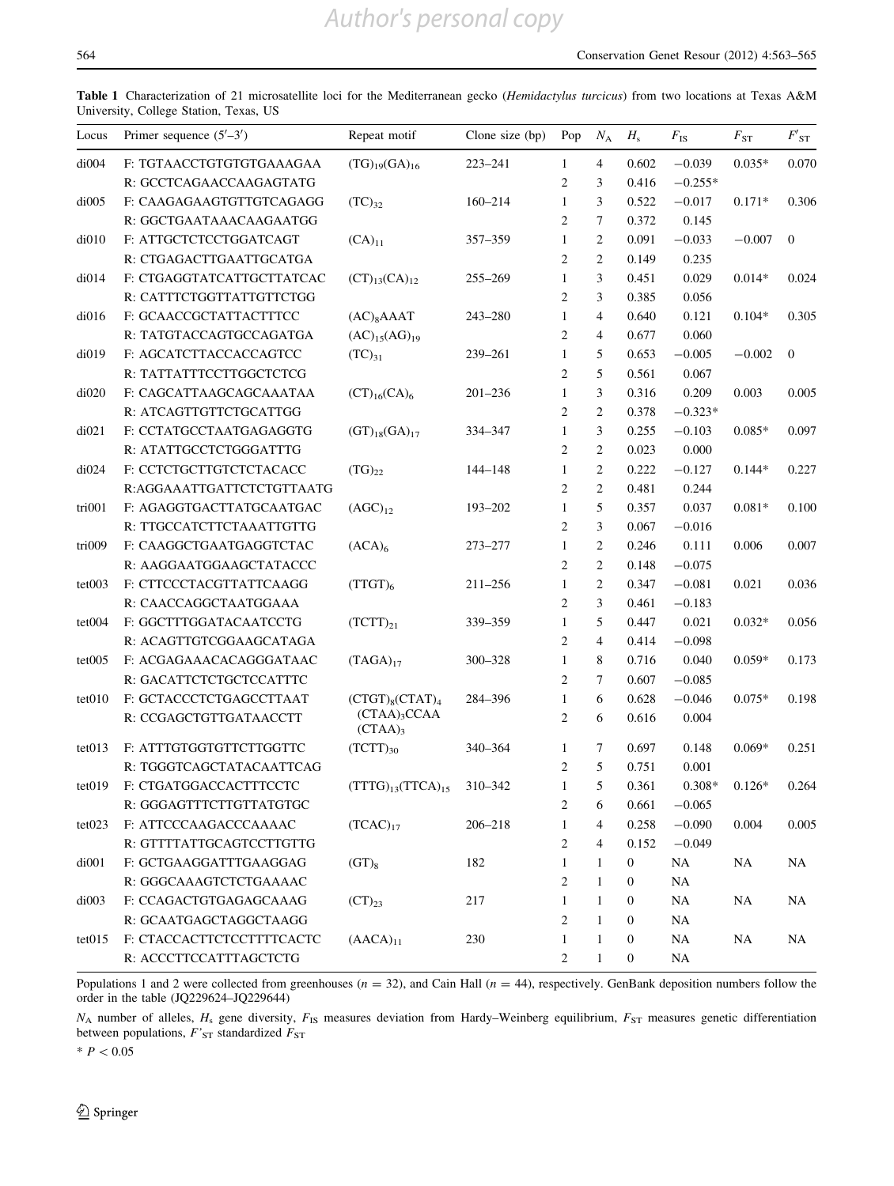**Table 1** Characterization of 21 microsatellite loci for the Mediterranean gecko (*Hemidactylus turcicus*) from two locations at Texas A&M University, College Station, Texas, US

| Locus | Primer sequence (5′–3′) | Repeat motif | Clone size (bp) | Pop | $N_A$ | $H_s$ | $F_{IS}$ | $F_{ST}$ | $F'_{ST}$ |
|---|---|---|---|---|---|---|---|---|---|
| di004 | F: TGTAACCTGTGTGTGAAAGAA | $(TG)_{19}(GA)_{16}$ | 223–241 | 1 | 4 | 0.602 | −0.039 | 0.035* | 0.070 |
| | R: GCCTCAGAACCAAGAGTATG | | | 2 | 3 | 0.416 | −0.255* | | |
| di005 | F: CAAGAGAAGTGTTGTCAGAGG | $(TC)_{32}$ | 160–214 | 1 | 3 | 0.522 | −0.017 | 0.171* | 0.306 |
| | R: GGCTGAATAAACAAGAATGG | | | 2 | 7 | 0.372 | 0.145 | | |
| di010 | F: ATTGCTCTCCTGGATCAGT | $(CA)_{11}$ | 357–359 | 1 | 2 | 0.091 | −0.033 | −0.007 | 0 |
| | R: CTGAGACTTGAATTGCATGA | | | 2 | 2 | 0.149 | 0.235 | | |
| di014 | F: CTGAGGTATCATTGCTTATCAC | $(CT)_{13}(CA)_{12}$ | 255–269 | 1 | 3 | 0.451 | 0.029 | 0.014* | 0.024 |
| | R: CATTTCTGGTTATTGTTCTGG | | | 2 | 3 | 0.385 | 0.056 | | |
| di016 | F: GCAACCGCTATTACTTTCC | $(AC)_8$AAAT | 243–280 | 1 | 4 | 0.640 | 0.121 | 0.104* | 0.305 |
| | R: TATGTACCAGTGCCAGATGA | $(AC)_{15}(AG)_{19}$ | | 2 | 4 | 0.677 | 0.060 | | |
| di019 | F: AGCATCTTACCACCAGTCC | $(TC)_{31}$ | 239–261 | 1 | 5 | 0.653 | −0.005 | −0.002 | 0 |
| | R: TATTATTTCCTTGGCTCTCG | | | 2 | 5 | 0.561 | 0.067 | | |
| di020 | F: CAGCATTAAGCAGCAAATAA | $(CT)_{16}(CA)_6$ | 201–236 | 1 | 3 | 0.316 | 0.209 | 0.003 | 0.005 |
| | R: ATCAGTTGTTCTGCATTGG | | | 2 | 2 | 0.378 | −0.323* | | |
| di021 | F: CCTATGCCTAATGAGAGGTG | $(GT)_{18}(GA)_{17}$ | 334–347 | 1 | 3 | 0.255 | −0.103 | 0.085* | 0.097 |
| | R: ATATTGCCTCTGGGATTTG | | | 2 | 2 | 0.023 | 0.000 | | |
| di024 | F: CCTCTGCTTGTCTCTACACC | $(TG)_{22}$ | 144–148 | 1 | 2 | 0.222 | −0.127 | 0.144* | 0.227 |
| | R:AGGAAATTGATTCTCTGTTAATG | | | 2 | 2 | 0.481 | 0.244 | | |
| tri001 | F: AGAGGTGACTTATGCAATGAC | $(AGC)_{12}$ | 193–202 | 1 | 5 | 0.357 | 0.037 | 0.081* | 0.100 |
| | R: TTGCCATCTTCTAAATTGTTG | | | 2 | 3 | 0.067 | −0.016 | | |
| tri009 | F: CAAGGCTGAATGAGGTCTAC | $(ACA)_6$ | 273–277 | 1 | 2 | 0.246 | 0.111 | 0.006 | 0.007 |
| | R: AAGGAATGGAAGCTATACCC | | | 2 | 2 | 0.148 | −0.075 | | |
| tet003 | F: CTTCCCTACGTTATTCAAGG | $(TTGT)_6$ | 211–256 | 1 | 2 | 0.347 | −0.081 | 0.021 | 0.036 |
| | R: CAACCAGGCTAATGGAAA | | | 2 | 3 | 0.461 | −0.183 | | |
| tet004 | F: GGCTTTGGATACAATCCTG | $(TCTT)_{21}$ | 339–359 | 1 | 5 | 0.447 | 0.021 | 0.032* | 0.056 |
| | R: ACAGTTGTCGGAAGCATAGA | | | 2 | 4 | 0.414 | −0.098 | | |
| tet005 | F: ACGAGAAACACAGGGATAAC | $(TAGA)_{17}$ | 300–328 | 1 | 8 | 0.716 | 0.040 | 0.059* | 0.173 |
| | R: GACATTCTCTGCTCCATTTC | | | 2 | 7 | 0.607 | −0.085 | | |
| tet010 | F: GCTACCCTCTGAGCCTTAAT | $(CTGT)_8(CTAT)_4$ | 284–396 | 1 | 6 | 0.628 | −0.046 | 0.075* | 0.198 |
| | R: CCGAGCTGTTGATAACCTT | $(CTAA)_3$CCAA $(CTAA)_3$ | | 2 | 6 | 0.616 | 0.004 | | |
| tet013 | F: ATTTGTGGTGTTCTTGGTTC | $(TCTT)_{30}$ | 340–364 | 1 | 7 | 0.697 | 0.148 | 0.069* | 0.251 |
| | R: TGGGTCAGCTATACAATTCAG | | | 2 | 5 | 0.751 | 0.001 | | |
| tet019 | F: CTGATGGACCACTTTCCTC | $(TTTG)_{13}(TTCA)_{15}$ | 310–342 | 1 | 5 | 0.361 | 0.308* | 0.126* | 0.264 |
| | R: GGGAGTTTCTTGTTATGTGC | | | 2 | 6 | 0.661 | −0.065 | | |
| tet023 | F: ATTCCCAAGACCCAAAAC | $(TCAC)_{17}$ | 206–218 | 1 | 4 | 0.258 | −0.090 | 0.004 | 0.005 |
| | R: GTTTTATTGCAGTCCTTGTTG | | | 2 | 4 | 0.152 | −0.049 | | |
| di001 | F: GCTGAAGGATTTGAAGGAG | $(GT)_8$ | 182 | 1 | 1 | 0 | NA | NA | NA |
| | R: GGGCAAAGTCTCTGAAAAC | | | 2 | 1 | 0 | NA | | |
| di003 | F: CCAGACTGTGAGAGCAAAG | $(CT)_{23}$ | 217 | 1 | 1 | 0 | NA | NA | NA |
| | R: GCAATGAGCTAGGCTAAGG | | | 2 | 1 | 0 | NA | | |
| tet015 | F: CTACCACTTCTCCTTTTCACTC | $(AACA)_{11}$ | 230 | 1 | 1 | 0 | NA | NA | NA |
| | R: ACCCTTCCATTTAGCTCTG | | | 2 | 1 | 0 | NA | | |

Populations 1 and 2 were collected from greenhouses ($n = 32$), and Cain Hall ($n = 44$), respectively. GenBank deposition numbers follow the order in the table (JQ229624–JQ229644)

$N_A$ number of alleles, $H_s$ gene diversity, $F_{IS}$ measures deviation from Hardy–Weinberg equilibrium, $F_{ST}$ measures genetic differentiation between populations, $F'_{ST}$ standardized $F_{ST}$

* $P < 0.05$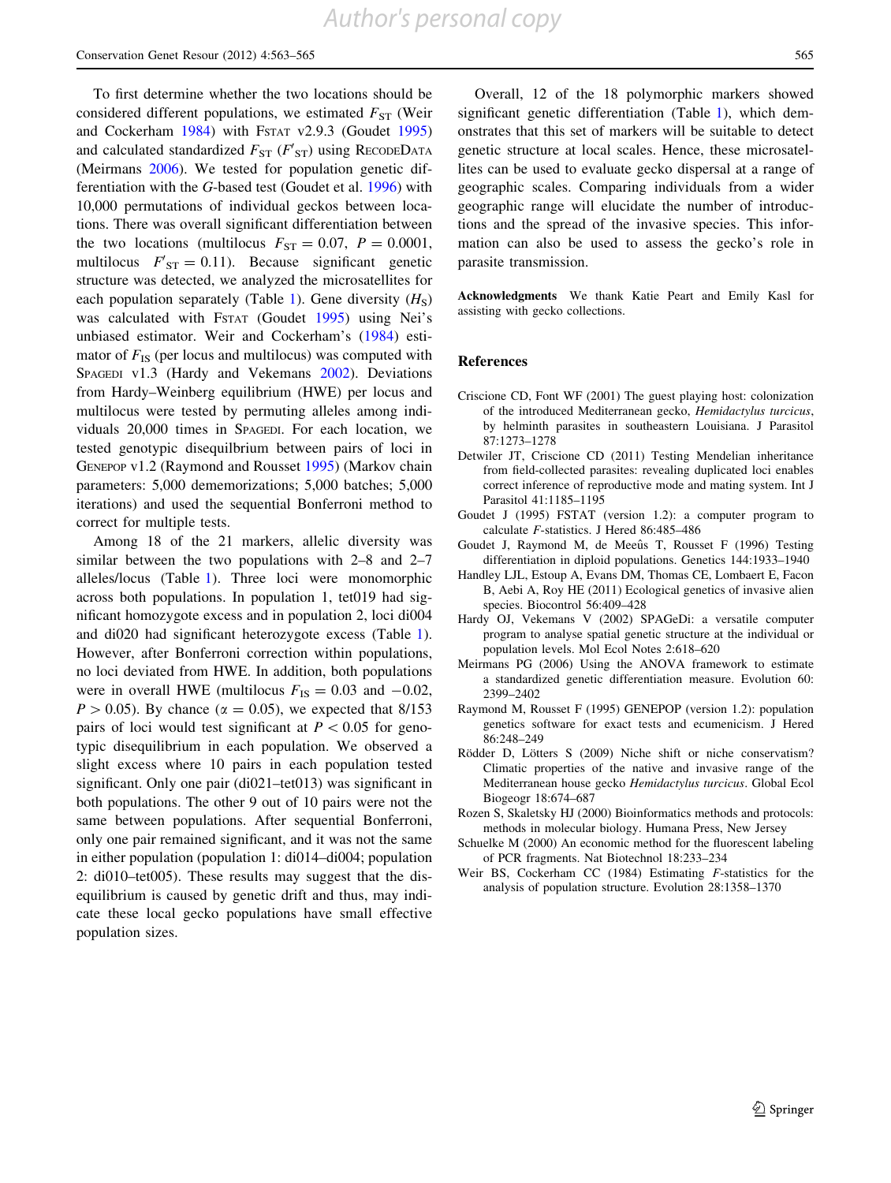To first determine whether the two locations should be considered different populations, we estimated $F_{ST}$ (Weir and Cockerham 1984) with FSTAT v2.9.3 (Goudet 1995) and calculated standardized $F_{ST}$ ($F'_{ST}$) using RECODEDATA (Meirmans 2006). We tested for population genetic differentiation with the *G*-based test (Goudet et al. 1996) with 10,000 permutations of individual geckos between locations. There was overall significant differentiation between the two locations (multilocus $F_{ST} = 0.07$, $P = 0.0001$, multilocus $F'_{ST} = 0.11$). Because significant genetic structure was detected, we analyzed the microsatellites for each population separately (Table 1). Gene diversity ($H_S$) was calculated with FSTAT (Goudet 1995) using Nei's unbiased estimator. Weir and Cockerham's (1984) estimator of $F_{IS}$ (per locus and multilocus) was computed with SPAGEDI v1.3 (Hardy and Vekemans 2002). Deviations from Hardy–Weinberg equilibrium (HWE) per locus and multilocus were tested by permuting alleles among individuals 20,000 times in SPAGEDI. For each location, we tested genotypic disequilbrium between pairs of loci in GENEPOP v1.2 (Raymond and Rousset 1995) (Markov chain parameters: 5,000 dememorizations; 5,000 batches; 5,000 iterations) and used the sequential Bonferroni method to correct for multiple tests.

Among 18 of the 21 markers, allelic diversity was similar between the two populations with 2–8 and 2–7 alleles/locus (Table 1). Three loci were monomorphic across both populations. In population 1, tet019 had significant homozygote excess and in population 2, loci di004 and di020 had significant heterozygote excess (Table 1). However, after Bonferroni correction within populations, no loci deviated from HWE. In addition, both populations were in overall HWE (multilocus $F_{IS} = 0.03$ and $-0.02$, $P > 0.05$). By chance ($\alpha = 0.05$), we expected that 8/153 pairs of loci would test significant at $P < 0.05$ for genotypic disequilibrium in each population. We observed a slight excess where 10 pairs in each population tested significant. Only one pair (di021–tet013) was significant in both populations. The other 9 out of 10 pairs were not the same between populations. After sequential Bonferroni, only one pair remained significant, and it was not the same in either population (population 1: di014–di004; population 2: di010–tet005). These results may suggest that the disequilibrium is caused by genetic drift and thus, may indicate these local gecko populations have small effective population sizes.

Overall, 12 of the 18 polymorphic markers showed significant genetic differentiation (Table 1), which demonstrates that this set of markers will be suitable to detect genetic structure at local scales. Hence, these microsatellites can be used to evaluate gecko dispersal at a range of geographic scales. Comparing individuals from a wider geographic range will elucidate the number of introductions and the spread of the invasive species. This information can also be used to assess the gecko's role in parasite transmission.

**Acknowledgments** We thank Katie Peart and Emily Kasl for assisting with gecko collections.

## References

Criscione CD, Font WF (2001) The guest playing host: colonization of the introduced Mediterranean gecko, *Hemidactylus turcicus*, by helminth parasites in southeastern Louisiana. J Parasitol 87:1273–1278

Detwiler JT, Criscione CD (2011) Testing Mendelian inheritance from field-collected parasites: revealing duplicated loci enables correct inference of reproductive mode and mating system. Int J Parasitol 41:1185–1195

Goudet J (1995) FSTAT (version 1.2): a computer program to calculate *F*-statistics. J Hered 86:485–486

Goudet J, Raymond M, de Meeûs T, Rousset F (1996) Testing differentiation in diploid populations. Genetics 144:1933–1940

Handley LJL, Estoup A, Evans DM, Thomas CE, Lombaert E, Facon B, Aebi A, Roy HE (2011) Ecological genetics of invasive alien species. Biocontrol 56:409–428

Hardy OJ, Vekemans V (2002) SPAGeDi: a versatile computer program to analyse spatial genetic structure at the individual or population levels. Mol Ecol Notes 2:618–620

Meirmans PG (2006) Using the ANOVA framework to estimate a standardized genetic differentiation measure. Evolution 60: 2399–2402

Raymond M, Rousset F (1995) GENEPOP (version 1.2): population genetics software for exact tests and ecumenicism. J Hered 86:248–249

Rödder D, Lötters S (2009) Niche shift or niche conservatism? Climatic properties of the native and invasive range of the Mediterranean house gecko *Hemidactylus turcicus*. Global Ecol Biogeogr 18:674–687

Rozen S, Skaletsky HJ (2000) Bioinformatics methods and protocols: methods in molecular biology. Humana Press, New Jersey

Schuelke M (2000) An economic method for the fluorescent labeling of PCR fragments. Nat Biotechnol 18:233–234

Weir BS, Cockerham CC (1984) Estimating *F*-statistics for the analysis of population structure. Evolution 28:1358–1370